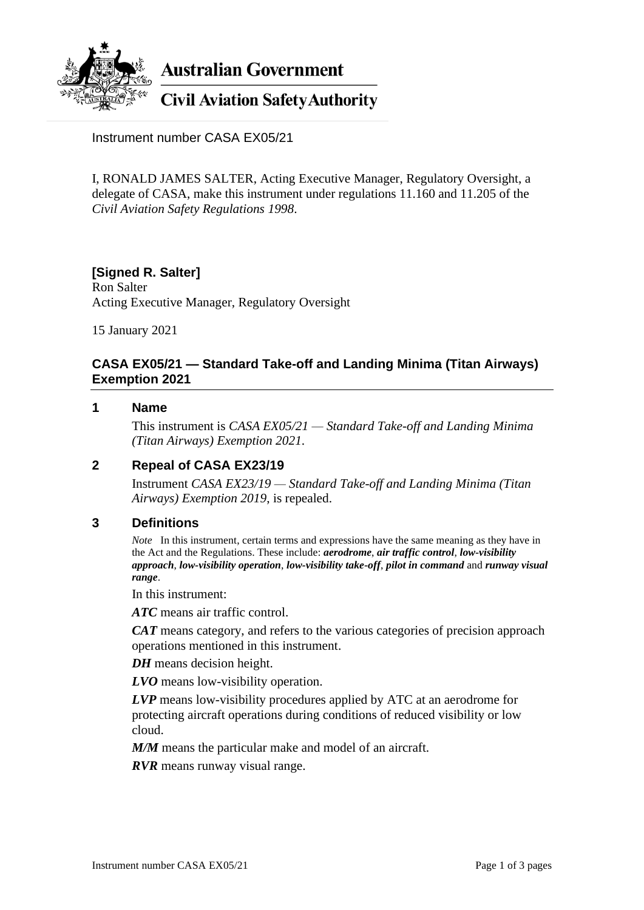Australian Government

Civil Aviation Safety Authority

Instrument number CASA EX05/21

I, RONALD JAMES SALTER, Acting Executive Manager, Regulatory Oversight, a delegate of CASA, make this instrument under regulations 11.160 and 11.205 of the *Civil Aviation Safety Regulations 1998*.

**[Signed R. Salter]**
Ron Salter
Acting Executive Manager, Regulatory Oversight

15 January 2021

## CASA EX05/21 — Standard Take-off and Landing Minima (Titan Airways) Exemption 2021

### 1 Name

This instrument is *CASA EX05/21 — Standard Take-off and Landing Minima (Titan Airways) Exemption 2021*.

### 2 Repeal of CASA EX23/19

Instrument *CASA EX23/19 — Standard Take-off and Landing Minima (Titan Airways) Exemption 2019*, is repealed.

### 3 Definitions

*Note* In this instrument, certain terms and expressions have the same meaning as they have in the Act and the Regulations. These include: ***aerodrome***, ***air traffic control***, ***low-visibility approach***, ***low-visibility operation***, ***low-visibility take-off***, ***pilot in command*** and ***runway visual range***.

In this instrument:

***ATC*** means air traffic control.

***CAT*** means category, and refers to the various categories of precision approach operations mentioned in this instrument.

***DH*** means decision height.

***LVO*** means low-visibility operation.

***LVP*** means low-visibility procedures applied by ATC at an aerodrome for protecting aircraft operations during conditions of reduced visibility or low cloud.

***M/M*** means the particular make and model of an aircraft.

***RVR*** means runway visual range.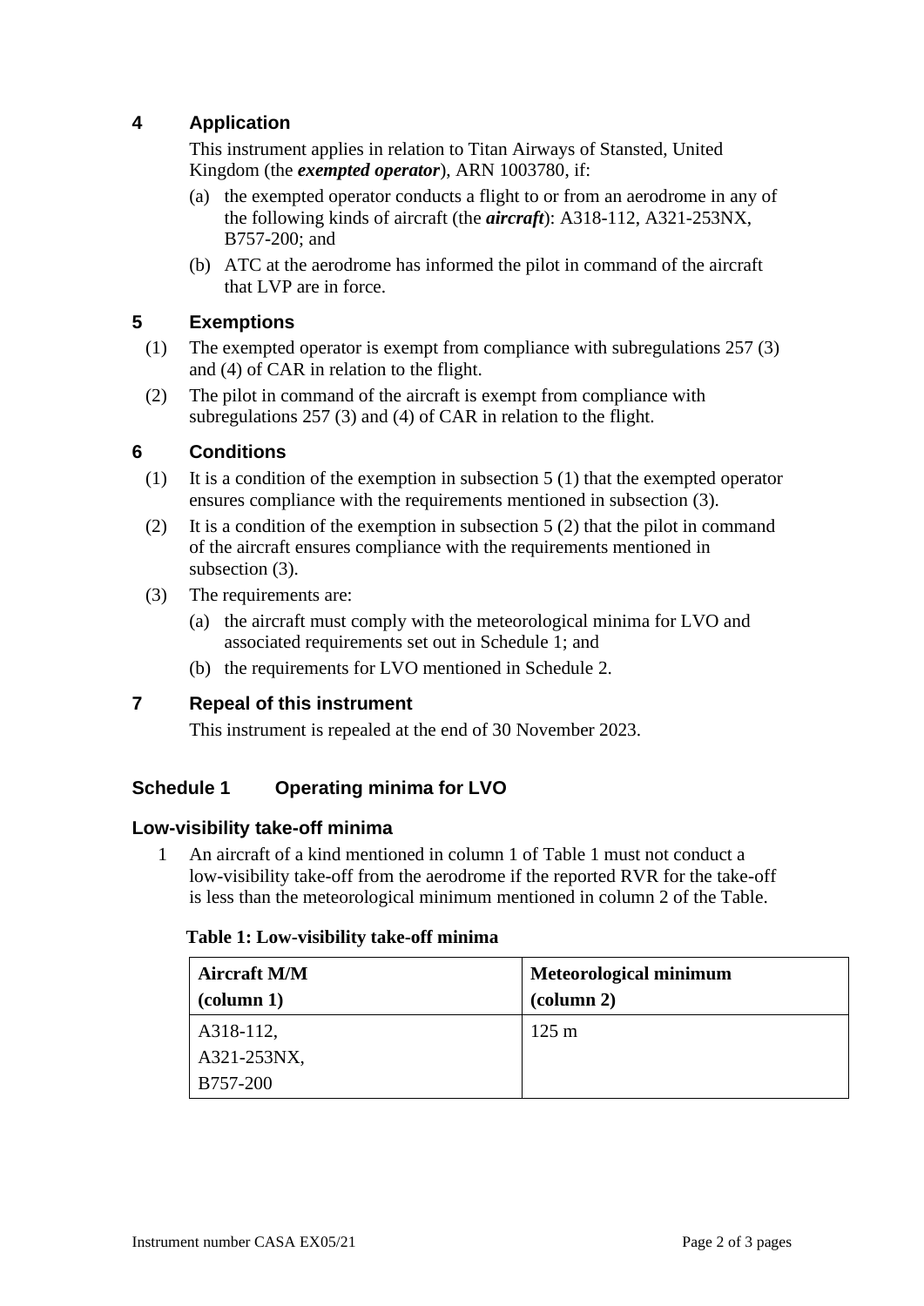## 4 Application

This instrument applies in relation to Titan Airways of Stansted, United Kingdom (the ***exempted operator***), ARN 1003780, if:

(a) the exempted operator conducts a flight to or from an aerodrome in any of the following kinds of aircraft (the ***aircraft***): A318-112, A321-253NX, B757-200; and

(b) ATC at the aerodrome has informed the pilot in command of the aircraft that LVP are in force.

## 5 Exemptions

(1) The exempted operator is exempt from compliance with subregulations 257 (3) and (4) of CAR in relation to the flight.

(2) The pilot in command of the aircraft is exempt from compliance with subregulations 257 (3) and (4) of CAR in relation to the flight.

## 6 Conditions

(1) It is a condition of the exemption in subsection 5 (1) that the exempted operator ensures compliance with the requirements mentioned in subsection (3).

(2) It is a condition of the exemption in subsection 5 (2) that the pilot in command of the aircraft ensures compliance with the requirements mentioned in subsection (3).

(3) The requirements are:

(a) the aircraft must comply with the meteorological minima for LVO and associated requirements set out in Schedule 1; and

(b) the requirements for LVO mentioned in Schedule 2.

## 7 Repeal of this instrument

This instrument is repealed at the end of 30 November 2023.

## Schedule 1 Operating minima for LVO

### Low-visibility take-off minima

1 An aircraft of a kind mentioned in column 1 of Table 1 must not conduct a low-visibility take-off from the aerodrome if the reported RVR for the take-off is less than the meteorological minimum mentioned in column 2 of the Table.

**Table 1: Low-visibility take-off minima**

| Aircraft M/M (column 1) | Meteorological minimum (column 2) |
|---|---|
| A318-112, A321-253NX, B757-200 | 125 m |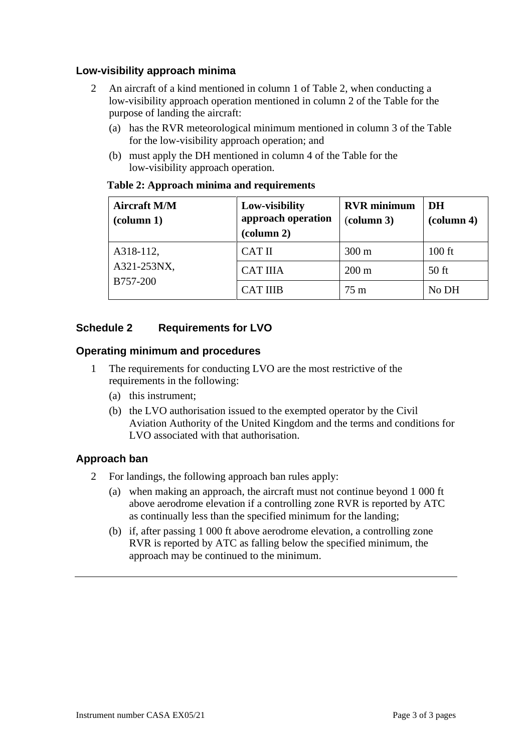### Low-visibility approach minima

2 An aircraft of a kind mentioned in column 1 of Table 2, when conducting a low-visibility approach operation mentioned in column 2 of the Table for the purpose of landing the aircraft:

(a) has the RVR meteorological minimum mentioned in column 3 of the Table for the low-visibility approach operation; and

(b) must apply the DH mentioned in column 4 of the Table for the low-visibility approach operation.

**Table 2: Approach minima and requirements**

| **Aircraft M/M (column 1)** | **Low-visibility approach operation (column 2)** | **RVR minimum (column 3)** | **DH (column 4)** |
|---|---|---|---|
| A318-112, A321-253NX, B757-200 | CAT II | 300 m | 100 ft |
| | CAT IIIA | 200 m | 50 ft |
| | CAT IIIB | 75 m | No DH |

## Schedule 2 Requirements for LVO

### Operating minimum and procedures

1 The requirements for conducting LVO are the most restrictive of the requirements in the following:

(a) this instrument;

(b) the LVO authorisation issued to the exempted operator by the Civil Aviation Authority of the United Kingdom and the terms and conditions for LVO associated with that authorisation.

### Approach ban

2 For landings, the following approach ban rules apply:

(a) when making an approach, the aircraft must not continue beyond 1 000 ft above aerodrome elevation if a controlling zone RVR is reported by ATC as continually less than the specified minimum for the landing;

(b) if, after passing 1 000 ft above aerodrome elevation, a controlling zone RVR is reported by ATC as falling below the specified minimum, the approach may be continued to the minimum.